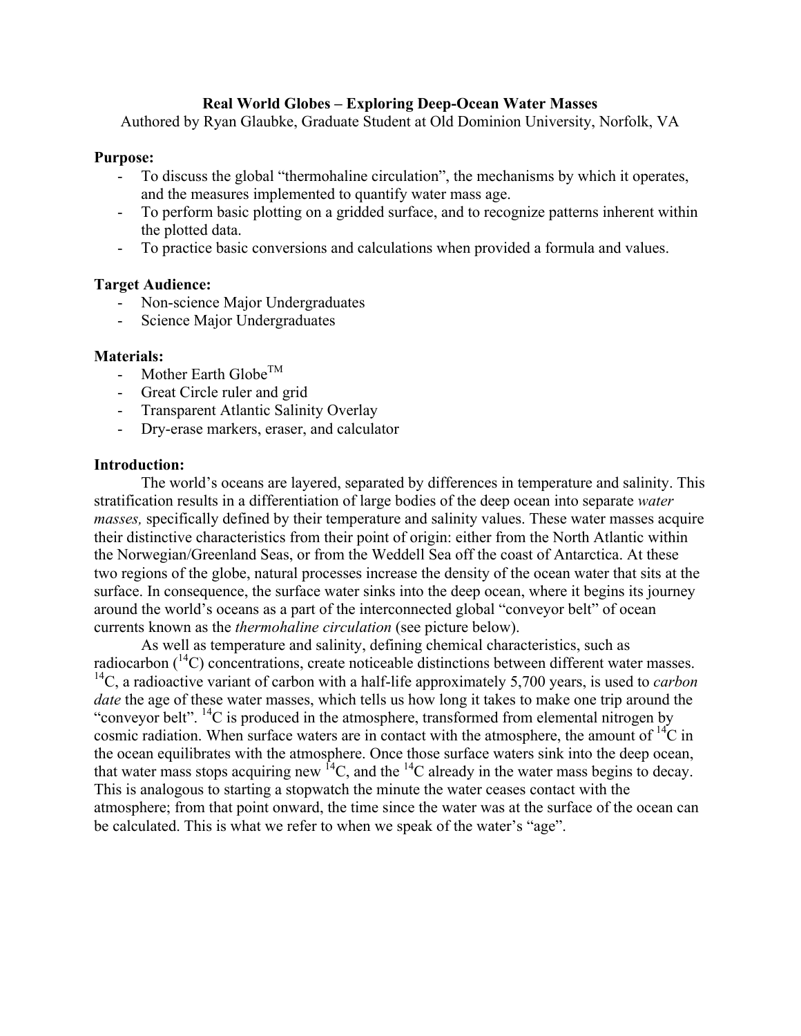# Real World Globes – Exploring Deep-Ocean Water Masses

Authored by Ryan Glaubke, Graduate Student at Old Dominion University, Norfolk, VA

**Purpose:**

- To discuss the global "thermohaline circulation", the mechanisms by which it operates, and the measures implemented to quantify water mass age.
- To perform basic plotting on a gridded surface, and to recognize patterns inherent within the plotted data.
- To practice basic conversions and calculations when provided a formula and values.

**Target Audience:**

- Non-science Major Undergraduates
- Science Major Undergraduates

**Materials:**

- Mother Earth Globe™
- Great Circle ruler and grid
- Transparent Atlantic Salinity Overlay
- Dry-erase markers, eraser, and calculator

**Introduction:**

The world's oceans are layered, separated by differences in temperature and salinity. This stratification results in a differentiation of large bodies of the deep ocean into separate *water masses,* specifically defined by their temperature and salinity values. These water masses acquire their distinctive characteristics from their point of origin: either from the North Atlantic within the Norwegian/Greenland Seas, or from the Weddell Sea off the coast of Antarctica. At these two regions of the globe, natural processes increase the density of the ocean water that sits at the surface. In consequence, the surface water sinks into the deep ocean, where it begins its journey around the world's oceans as a part of the interconnected global "conveyor belt" of ocean currents known as the *thermohaline circulation* (see picture below).

As well as temperature and salinity, defining chemical characteristics, such as radiocarbon ($^{14}C$) concentrations, create noticeable distinctions between different water masses. $^{14}C$, a radioactive variant of carbon with a half-life approximately 5,700 years, is used to *carbon date* the age of these water masses, which tells us how long it takes to make one trip around the "conveyor belt". $^{14}C$ is produced in the atmosphere, transformed from elemental nitrogen by cosmic radiation. When surface waters are in contact with the atmosphere, the amount of $^{14}C$ in the ocean equilibrates with the atmosphere. Once those surface waters sink into the deep ocean, that water mass stops acquiring new $^{14}C$, and the $^{14}C$ already in the water mass begins to decay. This is analogous to starting a stopwatch the minute the water ceases contact with the atmosphere; from that point onward, the time since the water was at the surface of the ocean can be calculated. This is what we refer to when we speak of the water's "age".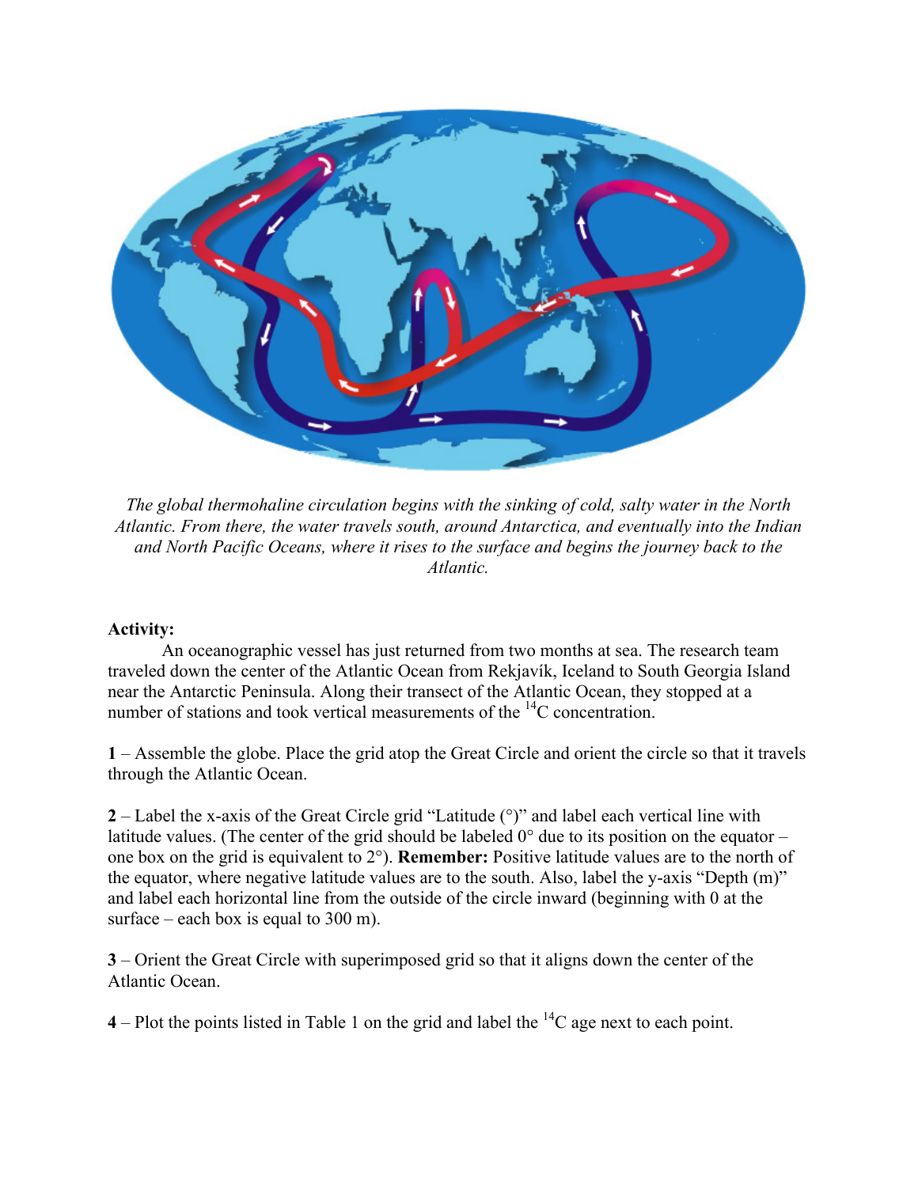*The global thermohaline circulation begins with the sinking of cold, salty water in the North Atlantic. From there, the water travels south, around Antarctica, and eventually into the Indian and North Pacific Oceans, where it rises to the surface and begins the journey back to the Atlantic.*

**Activity:**

An oceanographic vessel has just returned from two months at sea. The research team traveled down the center of the Atlantic Ocean from Rekjavík, Iceland to South Georgia Island near the Antarctic Peninsula. Along their transect of the Atlantic Ocean, they stopped at a number of stations and took vertical measurements of the $^{14}C$ concentration.

**1** – Assemble the globe. Place the grid atop the Great Circle and orient the circle so that it travels through the Atlantic Ocean.

**2** – Label the x-axis of the Great Circle grid "Latitude (°)" and label each vertical line with latitude values. (The center of the grid should be labeled 0° due to its position on the equator – one box on the grid is equivalent to 2°). **Remember:** Positive latitude values are to the north of the equator, where negative latitude values are to the south. Also, label the y-axis "Depth (m)" and label each horizontal line from the outside of the circle inward (beginning with 0 at the surface – each box is equal to 300 m).

**3** – Orient the Great Circle with superimposed grid so that it aligns down the center of the Atlantic Ocean.

**4** – Plot the points listed in Table 1 on the grid and label the $^{14}C$ age next to each point.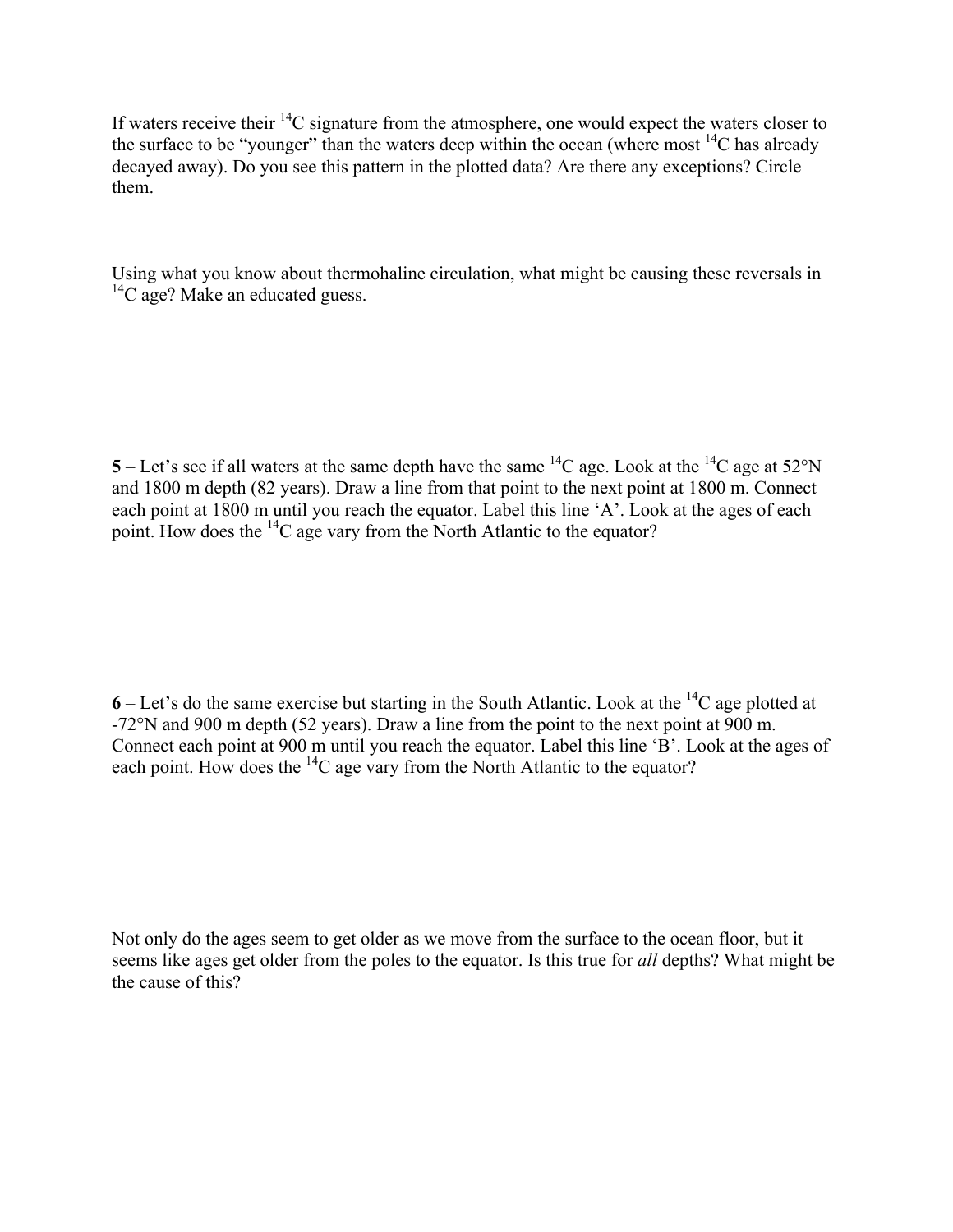If waters receive their $^{14}C$ signature from the atmosphere, one would expect the waters closer to the surface to be "younger" than the waters deep within the ocean (where most $^{14}C$ has already decayed away). Do you see this pattern in the plotted data? Are there any exceptions? Circle them.

Using what you know about thermohaline circulation, what might be causing these reversals in $^{14}C$ age? Make an educated guess.

**5** – Let's see if all waters at the same depth have the same $^{14}C$ age. Look at the $^{14}C$ age at 52°N and 1800 m depth (82 years). Draw a line from that point to the next point at 1800 m. Connect each point at 1800 m until you reach the equator. Label this line 'A'. Look at the ages of each point. How does the $^{14}C$ age vary from the North Atlantic to the equator?

**6** – Let's do the same exercise but starting in the South Atlantic. Look at the $^{14}C$ age plotted at -72°N and 900 m depth (52 years). Draw a line from the point to the next point at 900 m. Connect each point at 900 m until you reach the equator. Label this line 'B'. Look at the ages of each point. How does the $^{14}C$ age vary from the North Atlantic to the equator?

Not only do the ages seem to get older as we move from the surface to the ocean floor, but it seems like ages get older from the poles to the equator. Is this true for *all* depths? What might be the cause of this?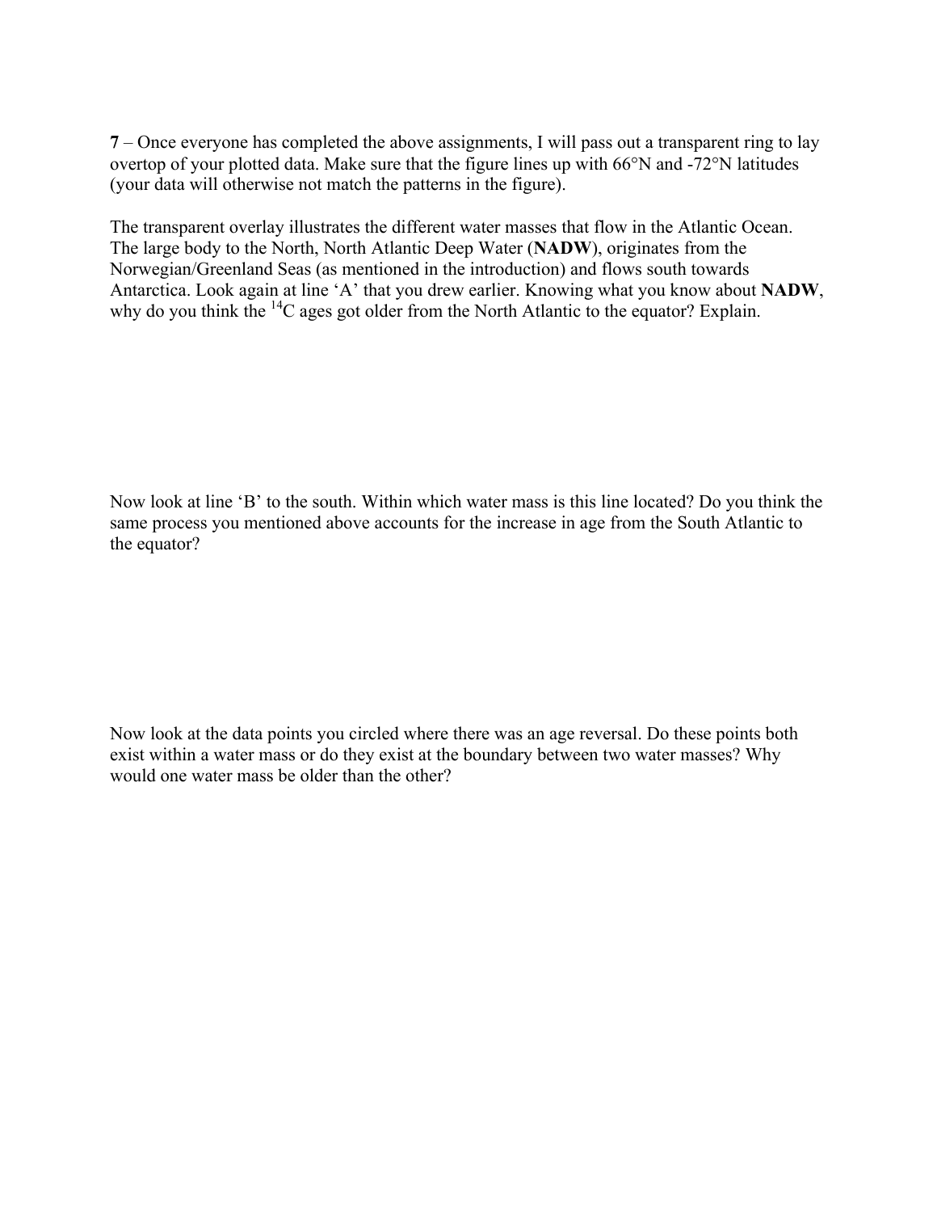**7** – Once everyone has completed the above assignments, I will pass out a transparent ring to lay overtop of your plotted data. Make sure that the figure lines up with 66°N and -72°N latitudes (your data will otherwise not match the patterns in the figure).

The transparent overlay illustrates the different water masses that flow in the Atlantic Ocean. The large body to the North, North Atlantic Deep Water (**NADW**), originates from the Norwegian/Greenland Seas (as mentioned in the introduction) and flows south towards Antarctica. Look again at line 'A' that you drew earlier. Knowing what you know about **NADW**, why do you think the $^{14}C$ ages got older from the North Atlantic to the equator? Explain.

Now look at line 'B' to the south. Within which water mass is this line located? Do you think the same process you mentioned above accounts for the increase in age from the South Atlantic to the equator?

Now look at the data points you circled where there was an age reversal. Do these points both exist within a water mass or do they exist at the boundary between two water masses? Why would one water mass be older than the other?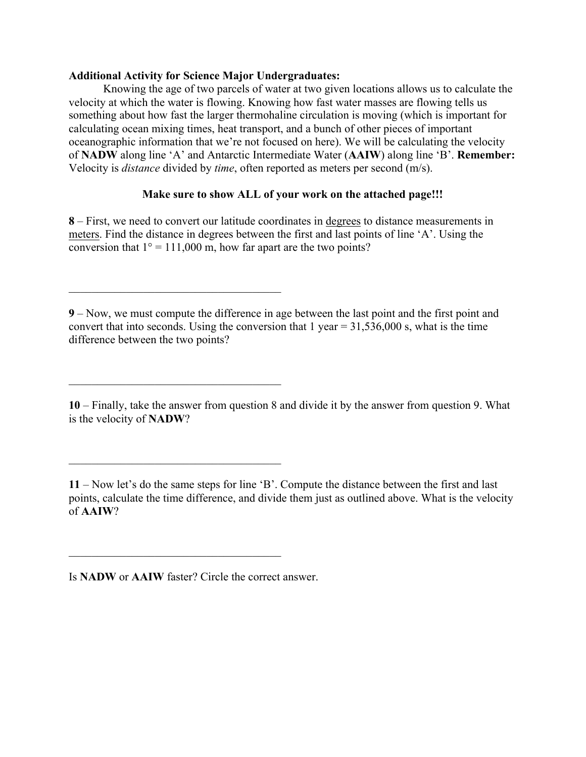**Additional Activity for Science Major Undergraduates:**

Knowing the age of two parcels of water at two given locations allows us to calculate the velocity at which the water is flowing. Knowing how fast water masses are flowing tells us something about how fast the larger thermohaline circulation is moving (which is important for calculating ocean mixing times, heat transport, and a bunch of other pieces of important oceanographic information that we're not focused on here). We will be calculating the velocity of **NADW** along line 'A' and Antarctic Intermediate Water (**AAIW**) along line 'B'. **Remember:** Velocity is *distance* divided by *time*, often reported as meters per second (m/s).

**Make sure to show ALL of your work on the attached page!!!**

**8** – First, we need to convert our latitude coordinates in <u>degrees</u> to distance measurements in <u>meters</u>. Find the distance in degrees between the first and last points of line 'A'. Using the conversion that 1° = 111,000 m, how far apart are the two points?

______________________________________

**9** – Now, we must compute the difference in age between the last point and the first point and convert that into seconds. Using the conversion that 1 year = 31,536,000 s, what is the time difference between the two points?

______________________________________

**10** – Finally, take the answer from question 8 and divide it by the answer from question 9. What is the velocity of **NADW**?

______________________________________

**11** – Now let's do the same steps for line 'B'. Compute the distance between the first and last points, calculate the time difference, and divide them just as outlined above. What is the velocity of **AAIW**?

______________________________________

Is **NADW** or **AAIW** faster? Circle the correct answer.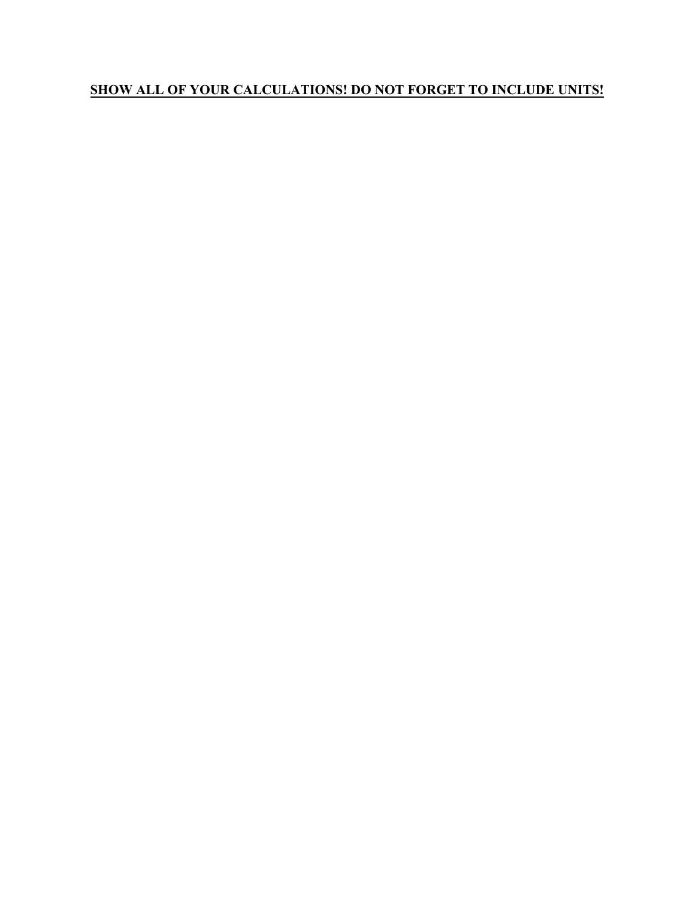**SHOW ALL OF YOUR CALCULATIONS! DO NOT FORGET TO INCLUDE UNITS!**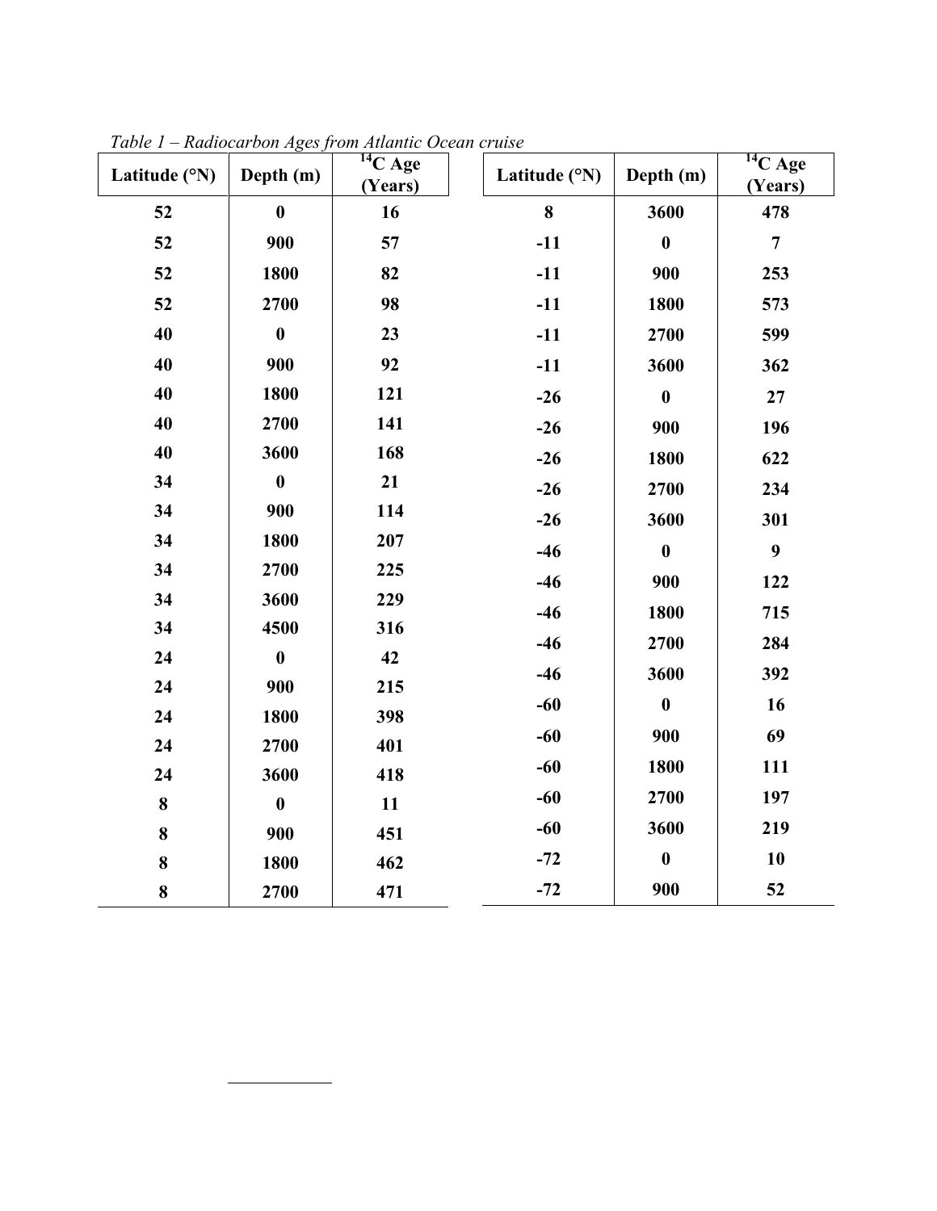*Table 1 – Radiocarbon Ages from Atlantic Ocean cruise*

| Latitude (°N) | Depth (m) | $^{14}$C Age (Years) | Latitude (°N) | Depth (m) | $^{14}$C Age (Years) |
|---|---|---|---|---|---|
| **52** | **0** | **16** | **8** | **3600** | **478** |
| **52** | **900** | **57** | **-11** | **0** | **7** |
| **52** | **1800** | **82** | **-11** | **900** | **253** |
| **52** | **2700** | **98** | **-11** | **1800** | **573** |
| **40** | **0** | **23** | **-11** | **2700** | **599** |
| **40** | **900** | **92** | **-11** | **3600** | **362** |
| **40** | **1800** | **121** | **-26** | **0** | **27** |
| **40** | **2700** | **141** | **-26** | **900** | **196** |
| **40** | **3600** | **168** | **-26** | **1800** | **622** |
| **34** | **0** | **21** | **-26** | **2700** | **234** |
| **34** | **900** | **114** | **-26** | **3600** | **301** |
| **34** | **1800** | **207** | **-46** | **0** | **9** |
| **34** | **2700** | **225** | **-46** | **900** | **122** |
| **34** | **3600** | **229** | **-46** | **1800** | **715** |
| **34** | **4500** | **316** | **-46** | **2700** | **284** |
| **24** | **0** | **42** | **-46** | **3600** | **392** |
| **24** | **900** | **215** | **-60** | **0** | **16** |
| **24** | **1800** | **398** | **-60** | **900** | **69** |
| **24** | **2700** | **401** | **-60** | **1800** | **111** |
| **24** | **3600** | **418** | **-60** | **2700** | **197** |
| **8** | **0** | **11** | **-60** | **3600** | **219** |
| **8** | **900** | **451** | **-72** | **0** | **10** |
| **8** | **1800** | **462** | **-72** | **900** | **52** |
| **8** | **2700** | **471** | | | |